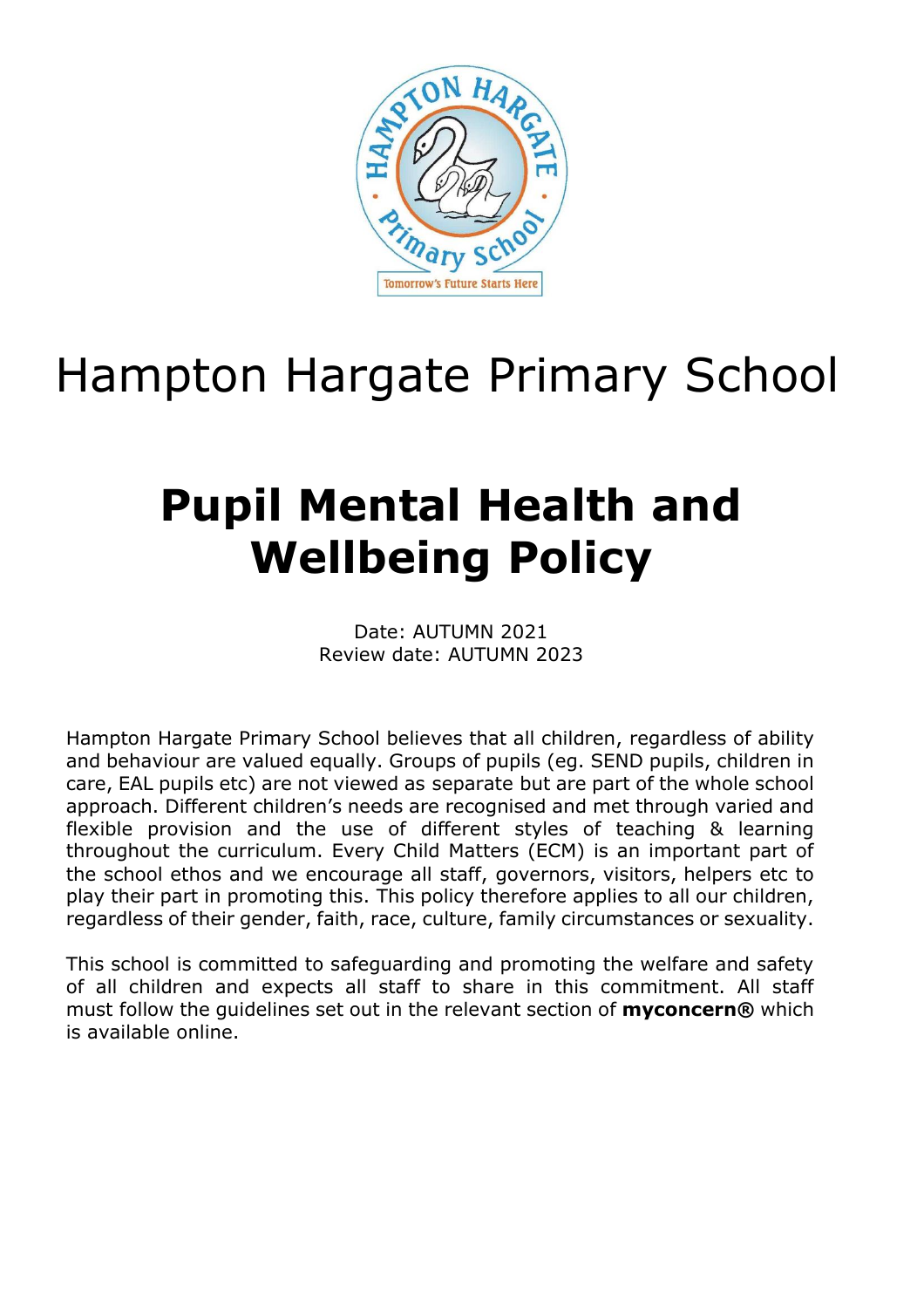# Hampton Hargate Primary School

# Pupil Mental Health and Wellbeing Policy

Date: AUTUMN 2021
Review date: AUTUMN 2023

Hampton Hargate Primary School believes that all children, regardless of ability and behaviour are valued equally. Groups of pupils (eg. SEND pupils, children in care, EAL pupils etc) are not viewed as separate but are part of the whole school approach. Different children's needs are recognised and met through varied and flexible provision and the use of different styles of teaching & learning throughout the curriculum. Every Child Matters (ECM) is an important part of the school ethos and we encourage all staff, governors, visitors, helpers etc to play their part in promoting this. This policy therefore applies to all our children, regardless of their gender, faith, race, culture, family circumstances or sexuality.

This school is committed to safeguarding and promoting the welfare and safety of all children and expects all staff to share in this commitment. All staff must follow the guidelines set out in the relevant section of **myconcern®** which is available online.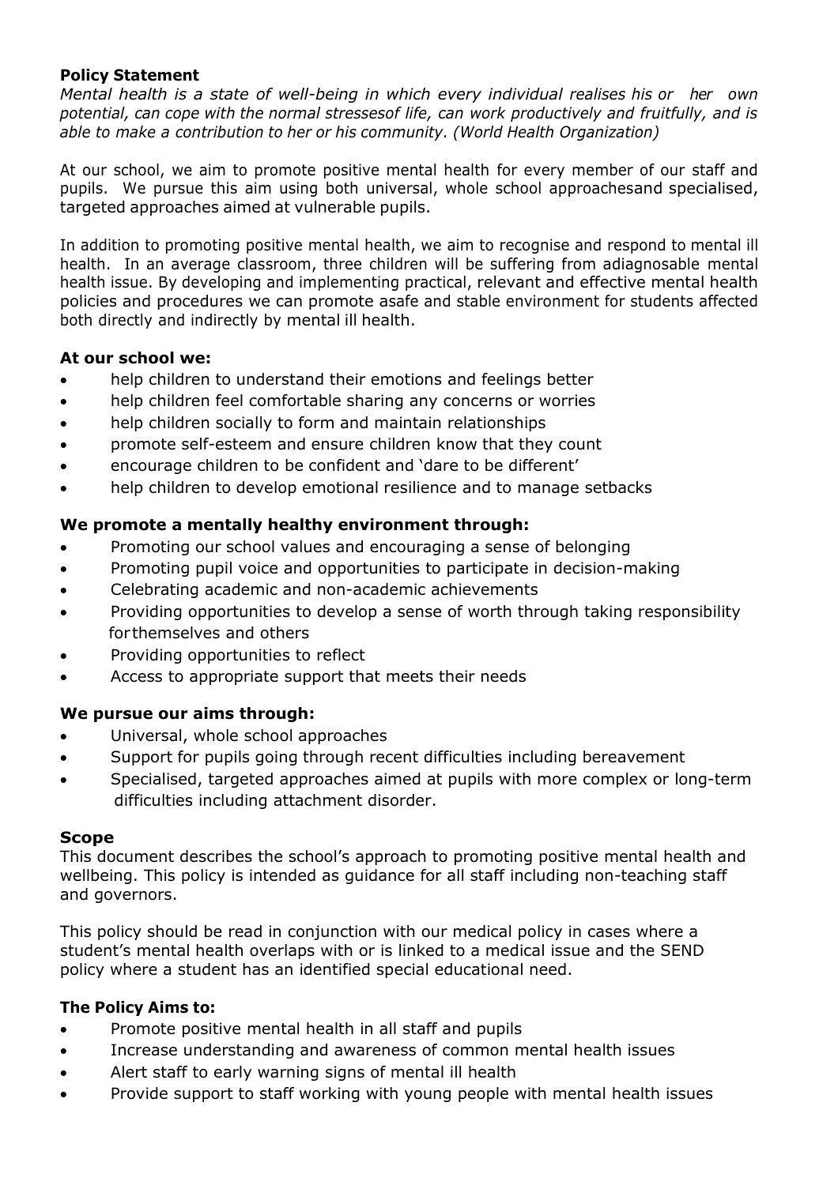**Policy Statement**

*Mental health is a state of well-being in which every individual realises his or her own potential, can cope with the normal stressesof life, can work productively and fruitfully, and is able to make a contribution to her or his community. (World Health Organization)*

At our school, we aim to promote positive mental health for every member of our staff and pupils. We pursue this aim using both universal, whole school approachesand specialised, targeted approaches aimed at vulnerable pupils.

In addition to promoting positive mental health, we aim to recognise and respond to mental ill health. In an average classroom, three children will be suffering from adiagnosable mental health issue. By developing and implementing practical, relevant and effective mental health policies and procedures we can promote asafe and stable environment for students affected both directly and indirectly by mental ill health.

**At our school we:**

- help children to understand their emotions and feelings better
- help children feel comfortable sharing any concerns or worries
- help children socially to form and maintain relationships
- promote self-esteem and ensure children know that they count
- encourage children to be confident and 'dare to be different'
- help children to develop emotional resilience and to manage setbacks

**We promote a mentally healthy environment through:**

- Promoting our school values and encouraging a sense of belonging
- Promoting pupil voice and opportunities to participate in decision-making
- Celebrating academic and non-academic achievements
- Providing opportunities to develop a sense of worth through taking responsibility forthemselves and others
- Providing opportunities to reflect
- Access to appropriate support that meets their needs

**We pursue our aims through:**

- Universal, whole school approaches
- Support for pupils going through recent difficulties including bereavement
- Specialised, targeted approaches aimed at pupils with more complex or long-term difficulties including attachment disorder.

**Scope**

This document describes the school's approach to promoting positive mental health and wellbeing. This policy is intended as guidance for all staff including non-teaching staff and governors.

This policy should be read in conjunction with our medical policy in cases where a student's mental health overlaps with or is linked to a medical issue and the SEND policy where a student has an identified special educational need.

**The Policy Aims to:**

- Promote positive mental health in all staff and pupils
- Increase understanding and awareness of common mental health issues
- Alert staff to early warning signs of mental ill health
- Provide support to staff working with young people with mental health issues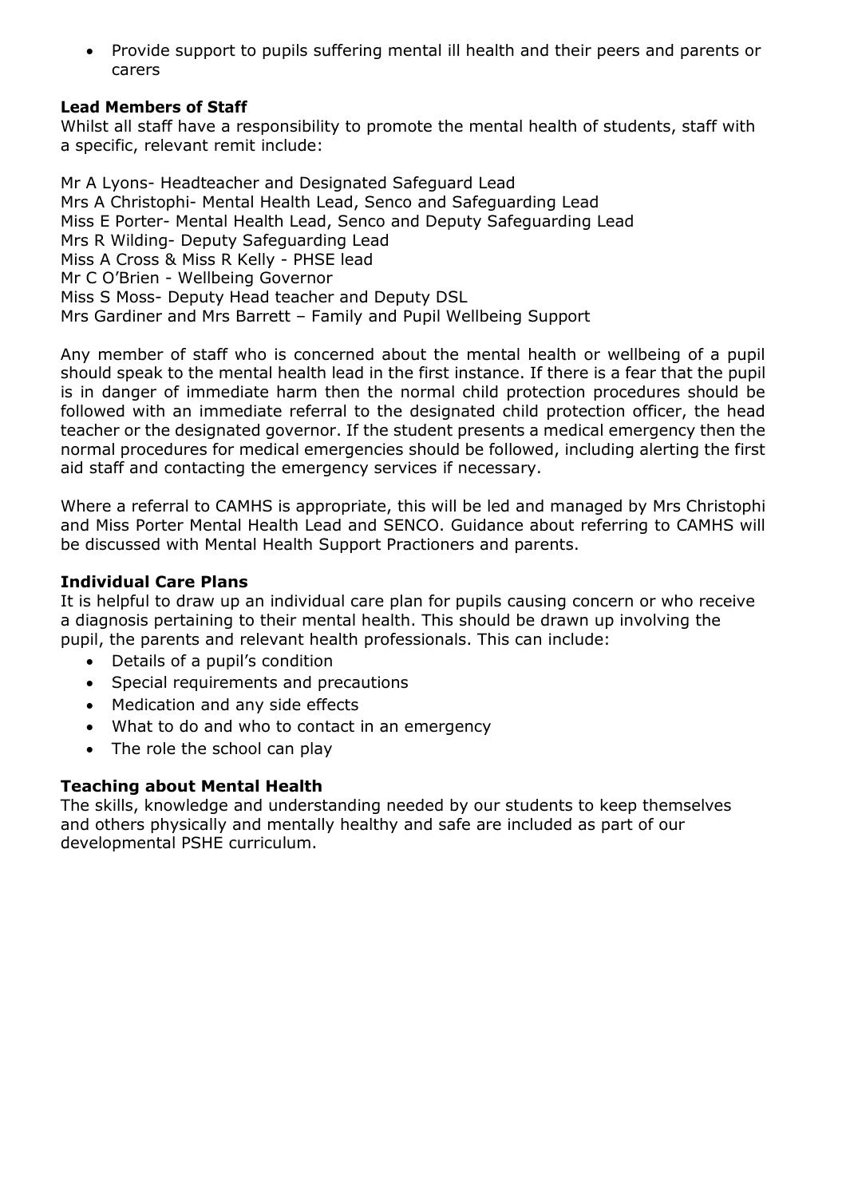- Provide support to pupils suffering mental ill health and their peers and parents or carers

**Lead Members of Staff**

Whilst all staff have a responsibility to promote the mental health of students, staff with a specific, relevant remit include:

Mr A Lyons- Headteacher and Designated Safeguard Lead
Mrs A Christophi- Mental Health Lead, Senco and Safeguarding Lead
Miss E Porter- Mental Health Lead, Senco and Deputy Safeguarding Lead
Mrs R Wilding- Deputy Safeguarding Lead
Miss A Cross & Miss R Kelly - PHSE lead
Mr C O'Brien - Wellbeing Governor
Miss S Moss- Deputy Head teacher and Deputy DSL
Mrs Gardiner and Mrs Barrett – Family and Pupil Wellbeing Support

Any member of staff who is concerned about the mental health or wellbeing of a pupil should speak to the mental health lead in the first instance. If there is a fear that the pupil is in danger of immediate harm then the normal child protection procedures should be followed with an immediate referral to the designated child protection officer, the head teacher or the designated governor. If the student presents a medical emergency then the normal procedures for medical emergencies should be followed, including alerting the first aid staff and contacting the emergency services if necessary.

Where a referral to CAMHS is appropriate, this will be led and managed by Mrs Christophi and Miss Porter Mental Health Lead and SENCO. Guidance about referring to CAMHS will be discussed with Mental Health Support Practioners and parents.

**Individual Care Plans**

It is helpful to draw up an individual care plan for pupils causing concern or who receive a diagnosis pertaining to their mental health. This should be drawn up involving the pupil, the parents and relevant health professionals. This can include:

- Details of a pupil's condition
- Special requirements and precautions
- Medication and any side effects
- What to do and who to contact in an emergency
- The role the school can play

**Teaching about Mental Health**

The skills, knowledge and understanding needed by our students to keep themselves and others physically and mentally healthy and safe are included as part of our developmental PSHE curriculum.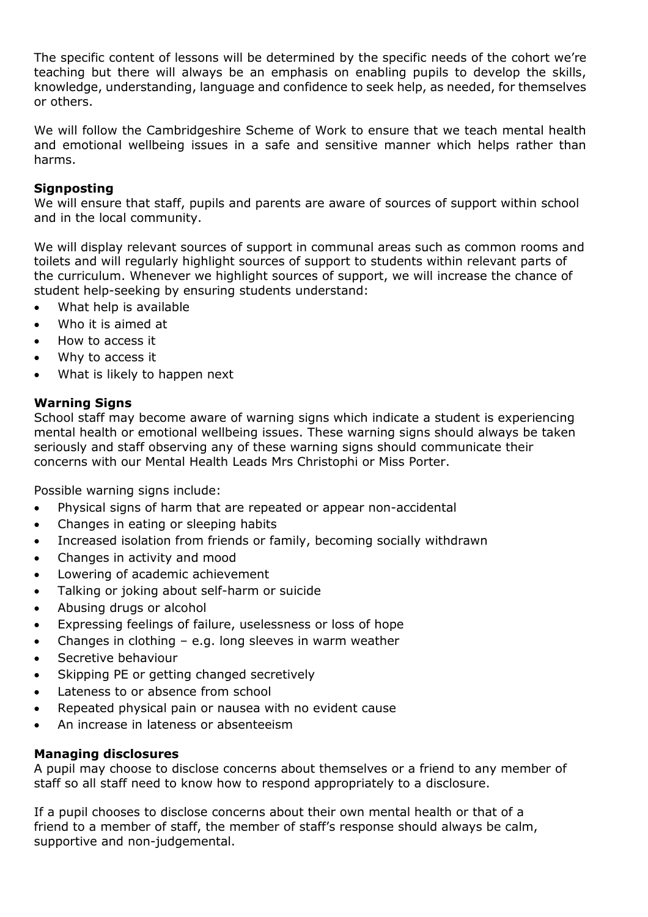The specific content of lessons will be determined by the specific needs of the cohort we're teaching but there will always be an emphasis on enabling pupils to develop the skills, knowledge, understanding, language and confidence to seek help, as needed, for themselves or others.

We will follow the Cambridgeshire Scheme of Work to ensure that we teach mental health and emotional wellbeing issues in a safe and sensitive manner which helps rather than harms.

**Signposting**

We will ensure that staff, pupils and parents are aware of sources of support within school and in the local community.

We will display relevant sources of support in communal areas such as common rooms and toilets and will regularly highlight sources of support to students within relevant parts of the curriculum. Whenever we highlight sources of support, we will increase the chance of student help-seeking by ensuring students understand:

- What help is available
- Who it is aimed at
- How to access it
- Why to access it
- What is likely to happen next

**Warning Signs**

School staff may become aware of warning signs which indicate a student is experiencing mental health or emotional wellbeing issues. These warning signs should always be taken seriously and staff observing any of these warning signs should communicate their concerns with our Mental Health Leads Mrs Christophi or Miss Porter.

Possible warning signs include:

- Physical signs of harm that are repeated or appear non-accidental
- Changes in eating or sleeping habits
- Increased isolation from friends or family, becoming socially withdrawn
- Changes in activity and mood
- Lowering of academic achievement
- Talking or joking about self-harm or suicide
- Abusing drugs or alcohol
- Expressing feelings of failure, uselessness or loss of hope
- Changes in clothing – e.g. long sleeves in warm weather
- Secretive behaviour
- Skipping PE or getting changed secretively
- Lateness to or absence from school
- Repeated physical pain or nausea with no evident cause
- An increase in lateness or absenteeism

**Managing disclosures**

A pupil may choose to disclose concerns about themselves or a friend to any member of staff so all staff need to know how to respond appropriately to a disclosure.

If a pupil chooses to disclose concerns about their own mental health or that of a friend to a member of staff, the member of staff's response should always be calm, supportive and non-judgemental.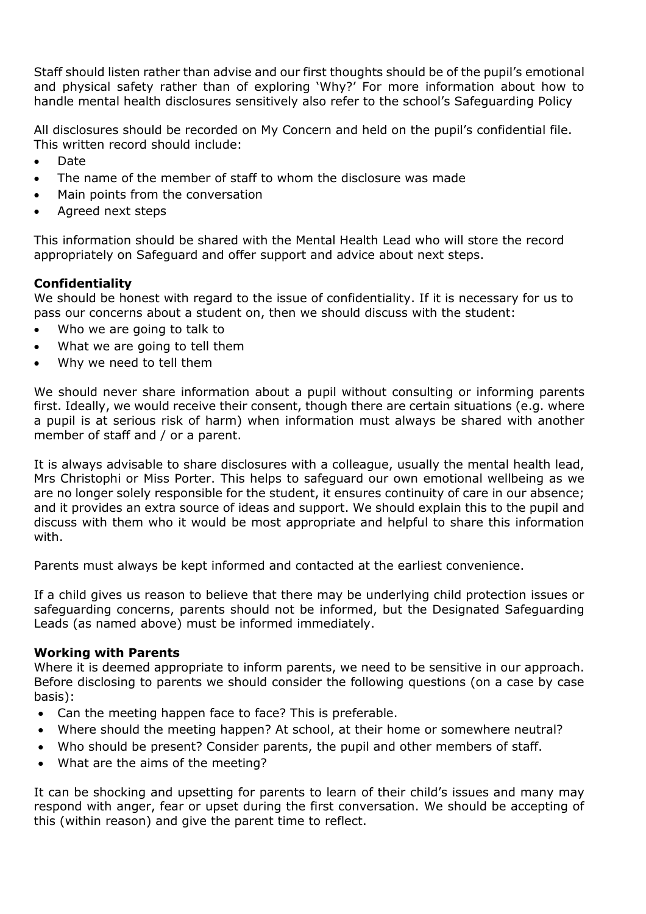Staff should listen rather than advise and our first thoughts should be of the pupil's emotional and physical safety rather than of exploring 'Why?' For more information about how to handle mental health disclosures sensitively also refer to the school's Safeguarding Policy

All disclosures should be recorded on My Concern and held on the pupil's confidential file. This written record should include:

- Date
- The name of the member of staff to whom the disclosure was made
- Main points from the conversation
- Agreed next steps

This information should be shared with the Mental Health Lead who will store the record appropriately on Safeguard and offer support and advice about next steps.

**Confidentiality**

We should be honest with regard to the issue of confidentiality. If it is necessary for us to pass our concerns about a student on, then we should discuss with the student:

- Who we are going to talk to
- What we are going to tell them
- Why we need to tell them

We should never share information about a pupil without consulting or informing parents first. Ideally, we would receive their consent, though there are certain situations (e.g. where a pupil is at serious risk of harm) when information must always be shared with another member of staff and / or a parent.

It is always advisable to share disclosures with a colleague, usually the mental health lead, Mrs Christophi or Miss Porter. This helps to safeguard our own emotional wellbeing as we are no longer solely responsible for the student, it ensures continuity of care in our absence; and it provides an extra source of ideas and support. We should explain this to the pupil and discuss with them who it would be most appropriate and helpful to share this information with.

Parents must always be kept informed and contacted at the earliest convenience.

If a child gives us reason to believe that there may be underlying child protection issues or safeguarding concerns, parents should not be informed, but the Designated Safeguarding Leads (as named above) must be informed immediately.

**Working with Parents**

Where it is deemed appropriate to inform parents, we need to be sensitive in our approach. Before disclosing to parents we should consider the following questions (on a case by case basis):

- Can the meeting happen face to face? This is preferable.
- Where should the meeting happen? At school, at their home or somewhere neutral?
- Who should be present? Consider parents, the pupil and other members of staff.
- What are the aims of the meeting?

It can be shocking and upsetting for parents to learn of their child's issues and many may respond with anger, fear or upset during the first conversation. We should be accepting of this (within reason) and give the parent time to reflect.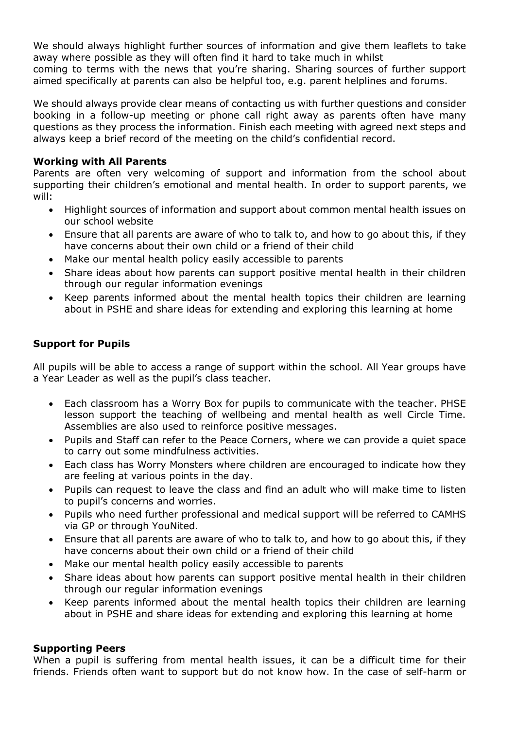We should always highlight further sources of information and give them leaflets to take away where possible as they will often find it hard to take much in whilst
coming to terms with the news that you're sharing. Sharing sources of further support aimed specifically at parents can also be helpful too, e.g. parent helplines and forums.

We should always provide clear means of contacting us with further questions and consider booking in a follow-up meeting or phone call right away as parents often have many questions as they process the information. Finish each meeting with agreed next steps and always keep a brief record of the meeting on the child's confidential record.

**Working with All Parents**

Parents are often very welcoming of support and information from the school about supporting their children's emotional and mental health. In order to support parents, we will:

- Highlight sources of information and support about common mental health issues on our school website
- Ensure that all parents are aware of who to talk to, and how to go about this, if they have concerns about their own child or a friend of their child
- Make our mental health policy easily accessible to parents
- Share ideas about how parents can support positive mental health in their children through our regular information evenings
- Keep parents informed about the mental health topics their children are learning about in PSHE and share ideas for extending and exploring this learning at home

**Support for Pupils**

All pupils will be able to access a range of support within the school. All Year groups have a Year Leader as well as the pupil's class teacher.

- Each classroom has a Worry Box for pupils to communicate with the teacher. PHSE lesson support the teaching of wellbeing and mental health as well Circle Time. Assemblies are also used to reinforce positive messages.
- Pupils and Staff can refer to the Peace Corners, where we can provide a quiet space to carry out some mindfulness activities.
- Each class has Worry Monsters where children are encouraged to indicate how they are feeling at various points in the day.
- Pupils can request to leave the class and find an adult who will make time to listen to pupil's concerns and worries.
- Pupils who need further professional and medical support will be referred to CAMHS via GP or through YouNited.
- Ensure that all parents are aware of who to talk to, and how to go about this, if they have concerns about their own child or a friend of their child
- Make our mental health policy easily accessible to parents
- Share ideas about how parents can support positive mental health in their children through our regular information evenings
- Keep parents informed about the mental health topics their children are learning about in PSHE and share ideas for extending and exploring this learning at home

**Supporting Peers**

When a pupil is suffering from mental health issues, it can be a difficult time for their friends. Friends often want to support but do not know how. In the case of self-harm or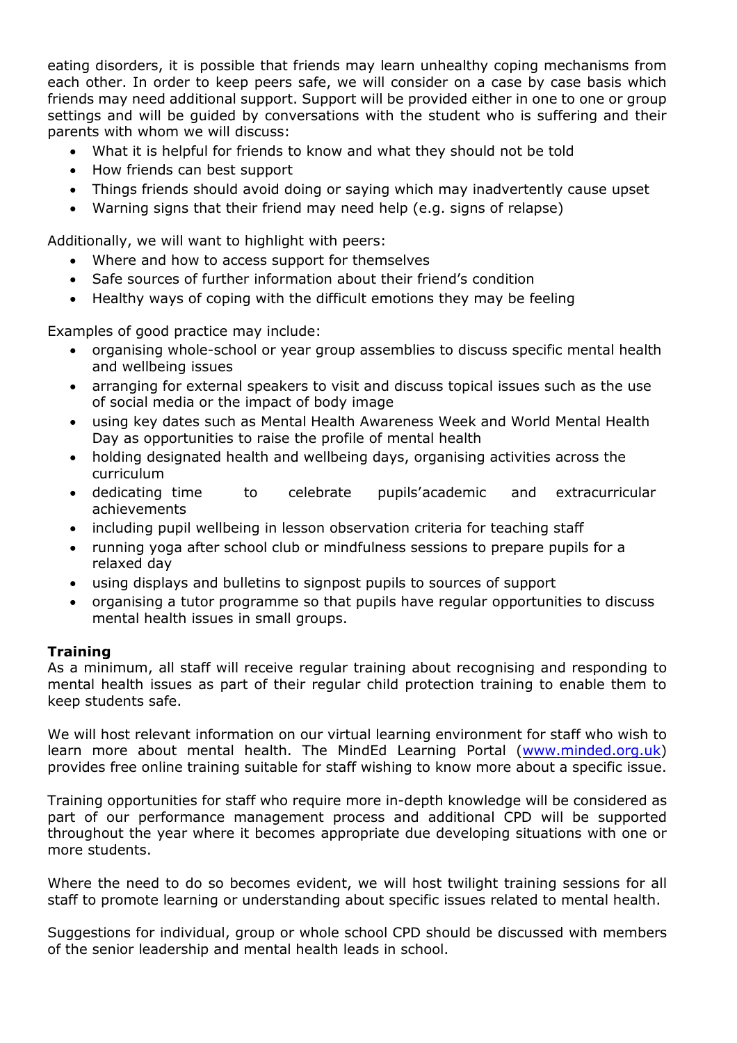eating disorders, it is possible that friends may learn unhealthy coping mechanisms from each other. In order to keep peers safe, we will consider on a case by case basis which friends may need additional support. Support will be provided either in one to one or group settings and will be guided by conversations with the student who is suffering and their parents with whom we will discuss:

- What it is helpful for friends to know and what they should not be told
- How friends can best support
- Things friends should avoid doing or saying which may inadvertently cause upset
- Warning signs that their friend may need help (e.g. signs of relapse)

Additionally, we will want to highlight with peers:

- Where and how to access support for themselves
- Safe sources of further information about their friend's condition
- Healthy ways of coping with the difficult emotions they may be feeling

Examples of good practice may include:

- organising whole-school or year group assemblies to discuss specific mental health and wellbeing issues
- arranging for external speakers to visit and discuss topical issues such as the use of social media or the impact of body image
- using key dates such as Mental Health Awareness Week and World Mental Health Day as opportunities to raise the profile of mental health
- holding designated health and wellbeing days, organising activities across the curriculum
- dedicating time to celebrate pupils'academic and extracurricular achievements
- including pupil wellbeing in lesson observation criteria for teaching staff
- running yoga after school club or mindfulness sessions to prepare pupils for a relaxed day
- using displays and bulletins to signpost pupils to sources of support
- organising a tutor programme so that pupils have regular opportunities to discuss mental health issues in small groups.

**Training**

As a minimum, all staff will receive regular training about recognising and responding to mental health issues as part of their regular child protection training to enable them to keep students safe.

We will host relevant information on our virtual learning environment for staff who wish to learn more about mental health. The MindEd Learning Portal (www.minded.org.uk) provides free online training suitable for staff wishing to know more about a specific issue.

Training opportunities for staff who require more in-depth knowledge will be considered as part of our performance management process and additional CPD will be supported throughout the year where it becomes appropriate due developing situations with one or more students.

Where the need to do so becomes evident, we will host twilight training sessions for all staff to promote learning or understanding about specific issues related to mental health.

Suggestions for individual, group or whole school CPD should be discussed with members of the senior leadership and mental health leads in school.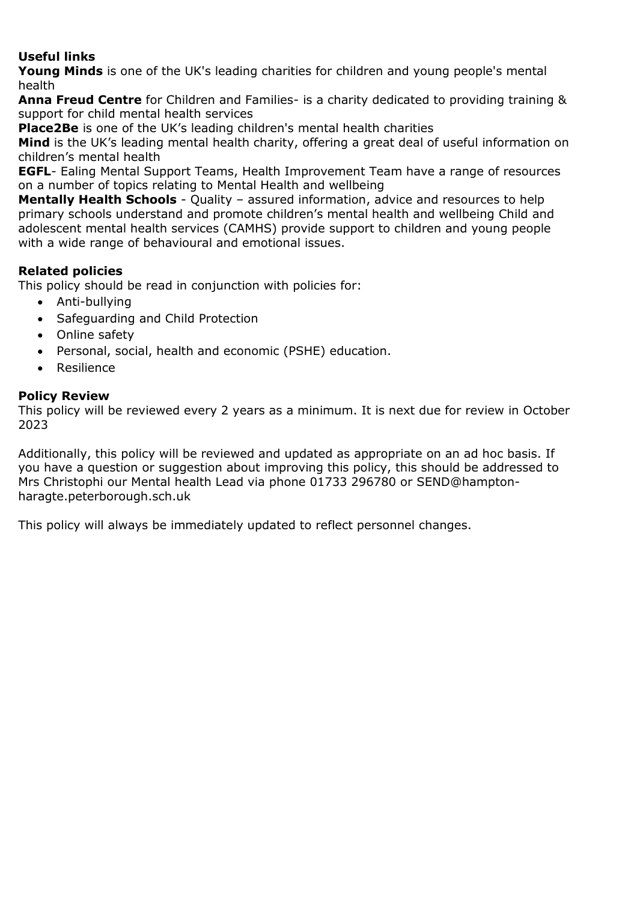**Useful links**

**Young Minds** is one of the UK's leading charities for children and young people's mental health

**Anna Freud Centre** for Children and Families- is a charity dedicated to providing training & support for child mental health services

**Place2Be** is one of the UK's leading children's mental health charities

**Mind** is the UK's leading mental health charity, offering a great deal of useful information on children's mental health

**EGFL**- Ealing Mental Support Teams, Health Improvement Team have a range of resources on a number of topics relating to Mental Health and wellbeing

**Mentally Health Schools** - Quality – assured information, advice and resources to help primary schools understand and promote children's mental health and wellbeing Child and adolescent mental health services (CAMHS) provide support to children and young people with a wide range of behavioural and emotional issues.

**Related policies**

This policy should be read in conjunction with policies for:

- Anti-bullying
- Safeguarding and Child Protection
- Online safety
- Personal, social, health and economic (PSHE) education.
- Resilience

**Policy Review**

This policy will be reviewed every 2 years as a minimum. It is next due for review in October 2023

Additionally, this policy will be reviewed and updated as appropriate on an ad hoc basis. If you have a question or suggestion about improving this policy, this should be addressed to Mrs Christophi our Mental health Lead via phone 01733 296780 or SEND@hampton-haragte.peterborough.sch.uk

This policy will always be immediately updated to reflect personnel changes.